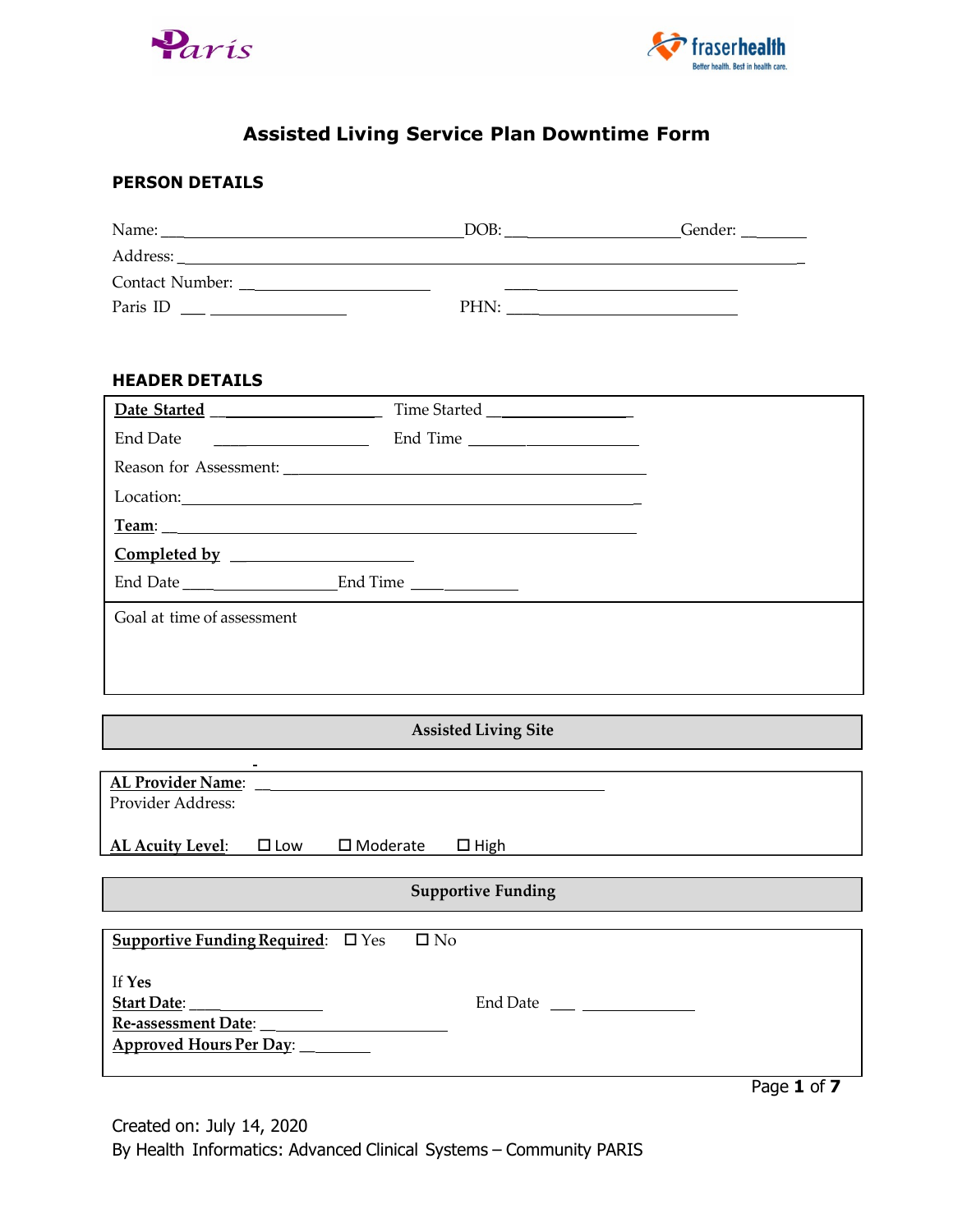# Assisted Living Service Plan Downtime Form

## PERSON DETAILS

Name: ______________________ DOB: ______________ Gender: ______

Address: ________________________________________________

Contact Number: ________________ ____________________

Paris ID ___ ____________ PHN: ____________________

## HEADER DETAILS

**Date Started** ______________ Time Started ____________

End Date ______________ End Time ______________

Reason for Assessment: ________________________________

Location: ________________________________________

**Team**: ________________________________________

**Completed by** ______________

End Date ______________ End Time ________

Goal at time of assessment

## Assisted Living Site

**AL Provider Name**: ______________________________

Provider Address:

**AL Acuity Level**: ☐ Low ☐ Moderate ☐ High

## Supportive Funding

**Supportive Funding Required**: ☐ Yes ☐ No

If **Yes**

**Start Date**: ____________ End Date ___ __________

**Re-assessment Date**: ______________

**Approved Hours Per Day**: ______

Created on: July 14, 2020

By Health Informatics: Advanced Clinical Systems – Community PARIS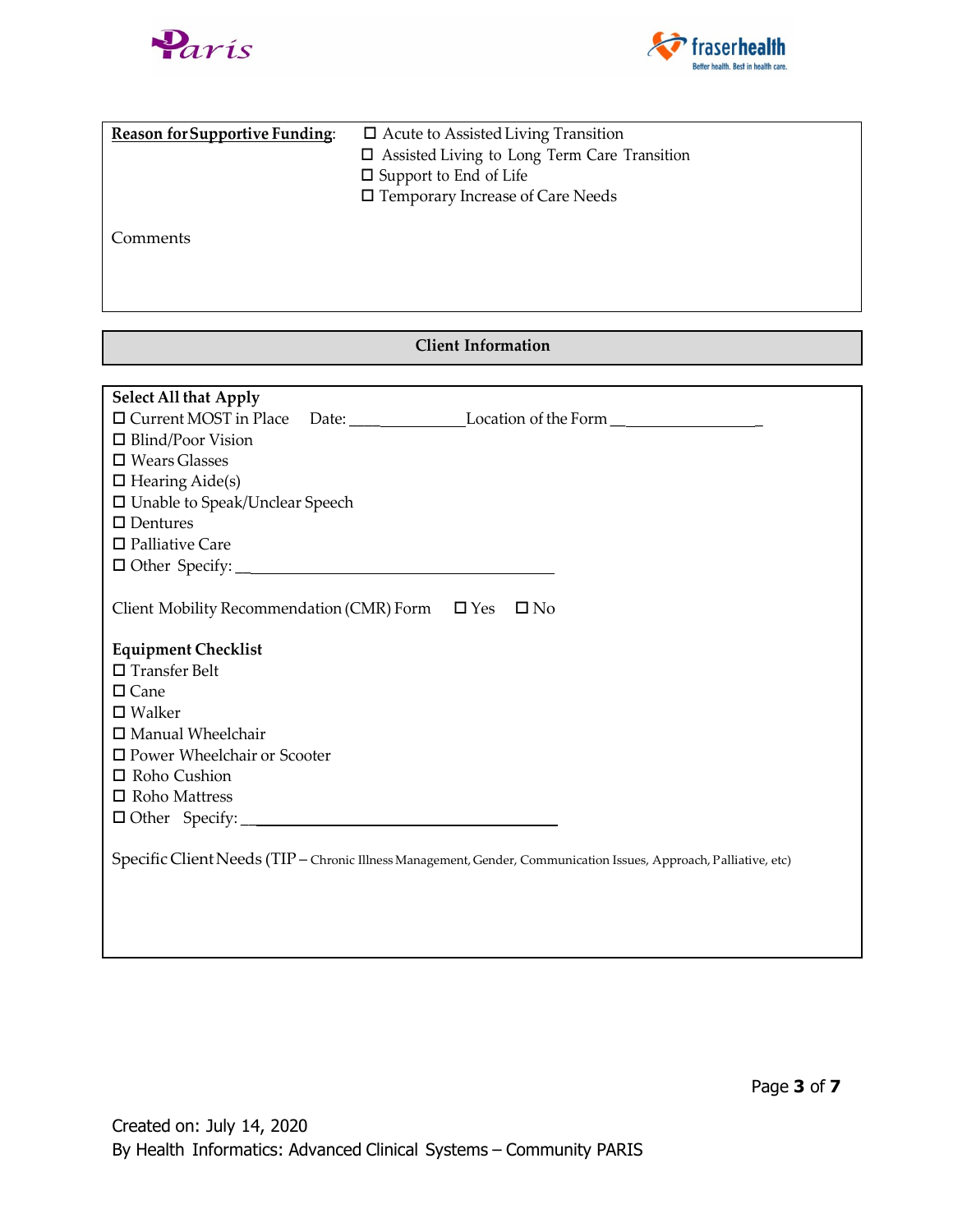**Reason for Supportive Funding**:

- ☐ Acute to Assisted Living Transition
- ☐ Assisted Living to Long Term Care Transition
- ☐ Support to End of Life
- ☐ Temporary Increase of Care Needs

Comments

## Client Information

**Select All that Apply**

- ☐ Current MOST in Place Date: ________________ Location of the Form ____________________
- ☐ Blind/Poor Vision
- ☐ Wears Glasses
- ☐ Hearing Aide(s)
- ☐ Unable to Speak/Unclear Speech
- ☐ Dentures
- ☐ Palliative Care
- ☐ Other Specify: ________________________________________

Client Mobility Recommendation (CMR) Form ☐ Yes ☐ No

**Equipment Checklist**

- ☐ Transfer Belt
- ☐ Cane
- ☐ Walker
- ☐ Manual Wheelchair
- ☐ Power Wheelchair or Scooter
- ☐ Roho Cushion
- ☐ Roho Mattress
- ☐ Other Specify: ________________________________________

Specific Client Needs (TIP – Chronic Illness Management, Gender, Communication Issues, Approach, Palliative, etc)

Created on: July 14, 2020
By Health Informatics: Advanced Clinical Systems – Community PARIS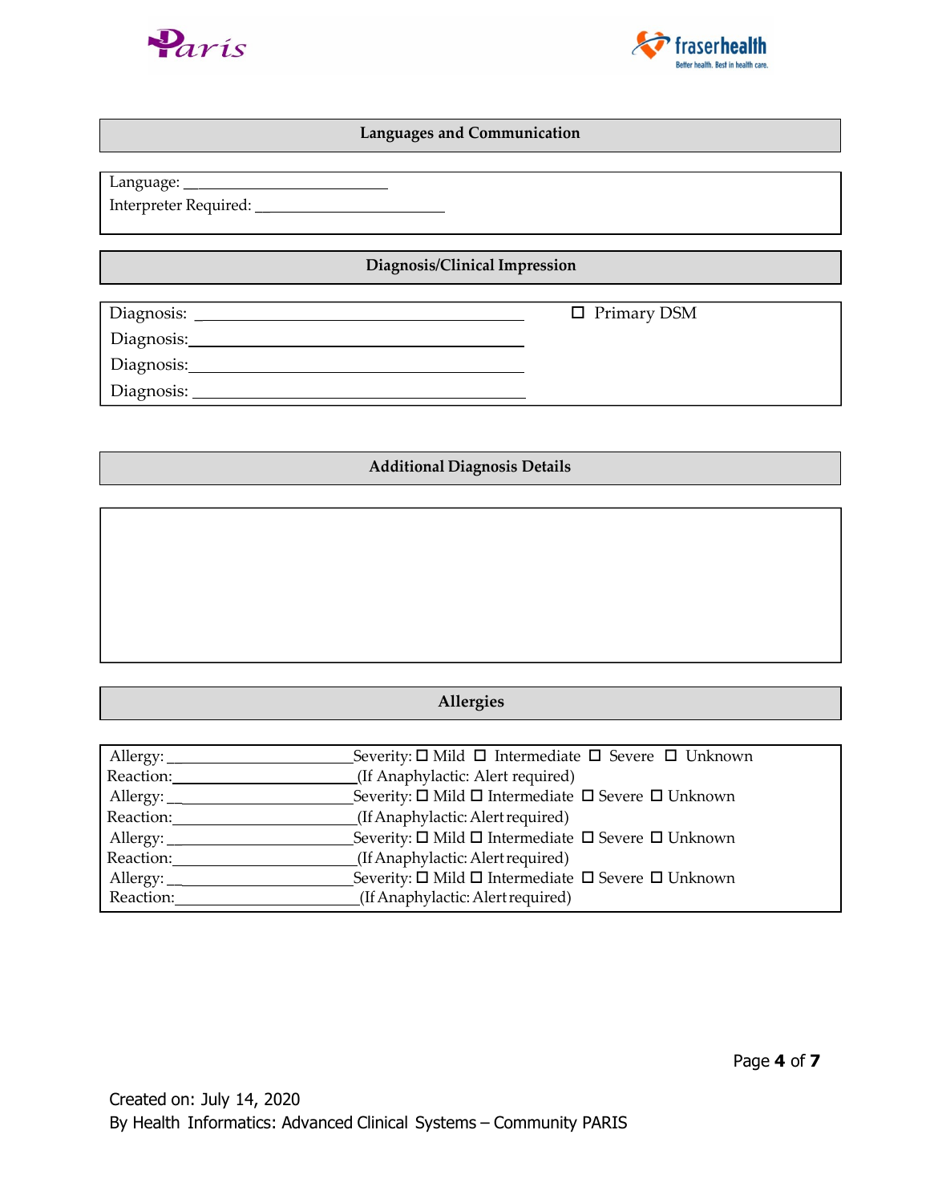## Languages and Communication

Language: ___________________________

Interpreter Required: ___________________________

## Diagnosis/Clinical Impression

Diagnosis: ___________________________________________ ☐ Primary DSM

Diagnosis: ___________________________________________

Diagnosis: ___________________________________________

Diagnosis: ___________________________________________

## Additional Diagnosis Details

## Allergies

Allergy: ___________________________ Severity: ☐ Mild ☐ Intermediate ☐ Severe ☐ Unknown
Reaction: ___________________________ (If Anaphylactic: Alert required)

Allergy: ___________________________ Severity: ☐ Mild ☐ Intermediate ☐ Severe ☐ Unknown
Reaction: ___________________________ (If Anaphylactic: Alert required)

Allergy: ___________________________ Severity: ☐ Mild ☐ Intermediate ☐ Severe ☐ Unknown
Reaction: ___________________________ (If Anaphylactic: Alert required)

Allergy: ___________________________ Severity: ☐ Mild ☐ Intermediate ☐ Severe ☐ Unknown
Reaction: ___________________________ (If Anaphylactic: Alert required)

Created on: July 14, 2020
By Health Informatics: Advanced Clinical Systems – Community PARIS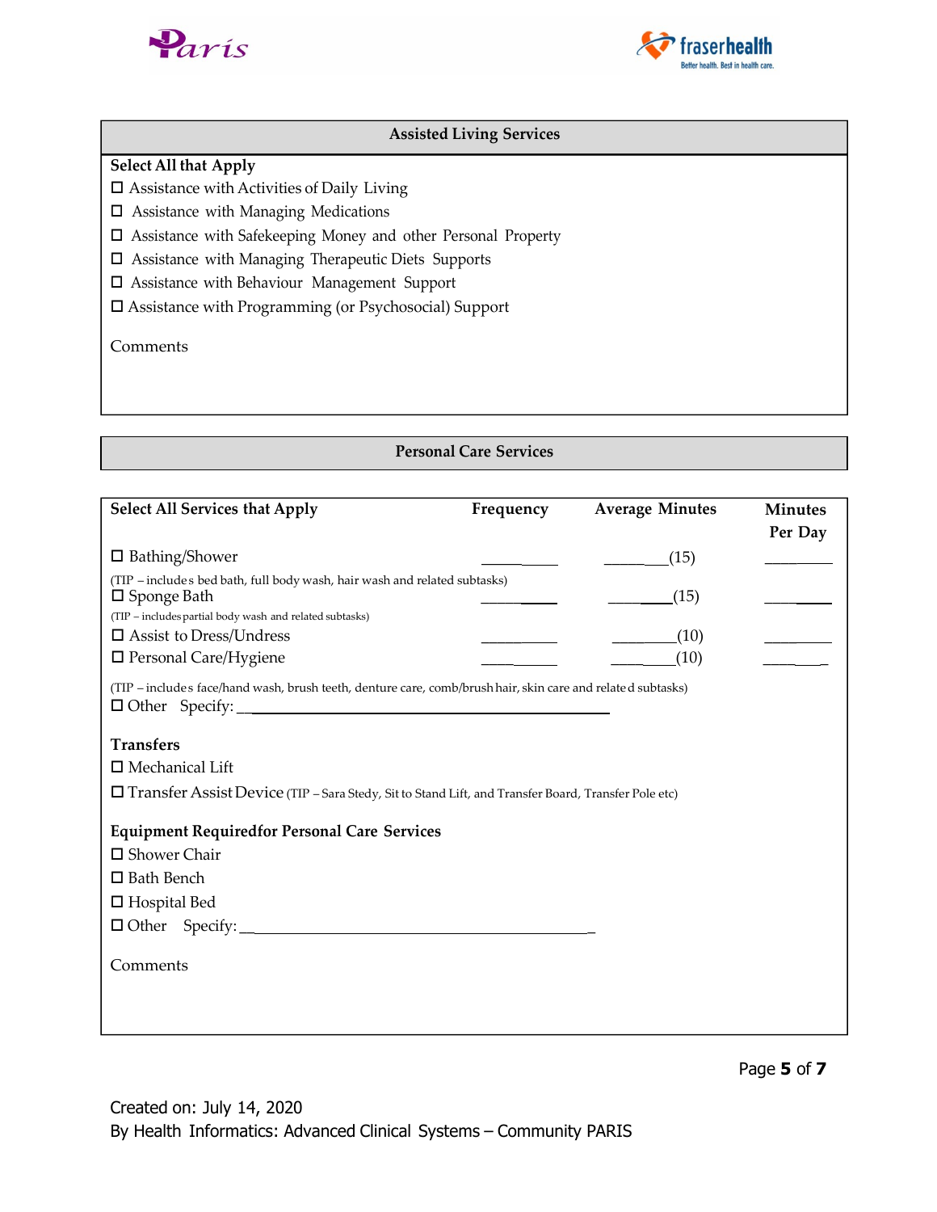## Assisted Living Services

**Select All that Apply**

- ☐ Assistance with Activities of Daily Living
- ☐ Assistance with Managing Medications
- ☐ Assistance with Safekeeping Money and other Personal Property
- ☐ Assistance with Managing Therapeutic Diets Supports
- ☐ Assistance with Behaviour Management Support
- ☐ Assistance with Programming (or Psychosocial) Support

Comments

## Personal Care Services

| Select All Services that Apply | Frequency | Average Minutes | Minutes Per Day |
|---|---|---|---|
| ☐ Bathing/Shower | ________ | ________(15) | ________ |
| (TIP – includes bed bath, full body wash, hair wash and related subtasks)<br>☐ Sponge Bath | ________ | ________(15) | ________ |
| (TIP – includes partial body wash and related subtasks)<br>☐ Assist to Dress/Undress | ________ | ________(10) | ________ |
| ☐ Personal Care/Hygiene | ________ | ________(10) | ________ |

(TIP – includes face/hand wash, brush teeth, denture care, comb/brush hair, skin care and related subtasks)

☐ Other Specify: ________________________________________

**Transfers**

- ☐ Mechanical Lift
- ☐ Transfer Assist Device (TIP – Sara Stedy, Sit to Stand Lift, and Transfer Board, Transfer Pole etc)

**Equipment Requiredfor Personal Care Services**

- ☐ Shower Chair
- ☐ Bath Bench
- ☐ Hospital Bed
- ☐ Other Specify: ________________________________________

Comments

Created on: July 14, 2020
By Health Informatics: Advanced Clinical Systems – Community PARIS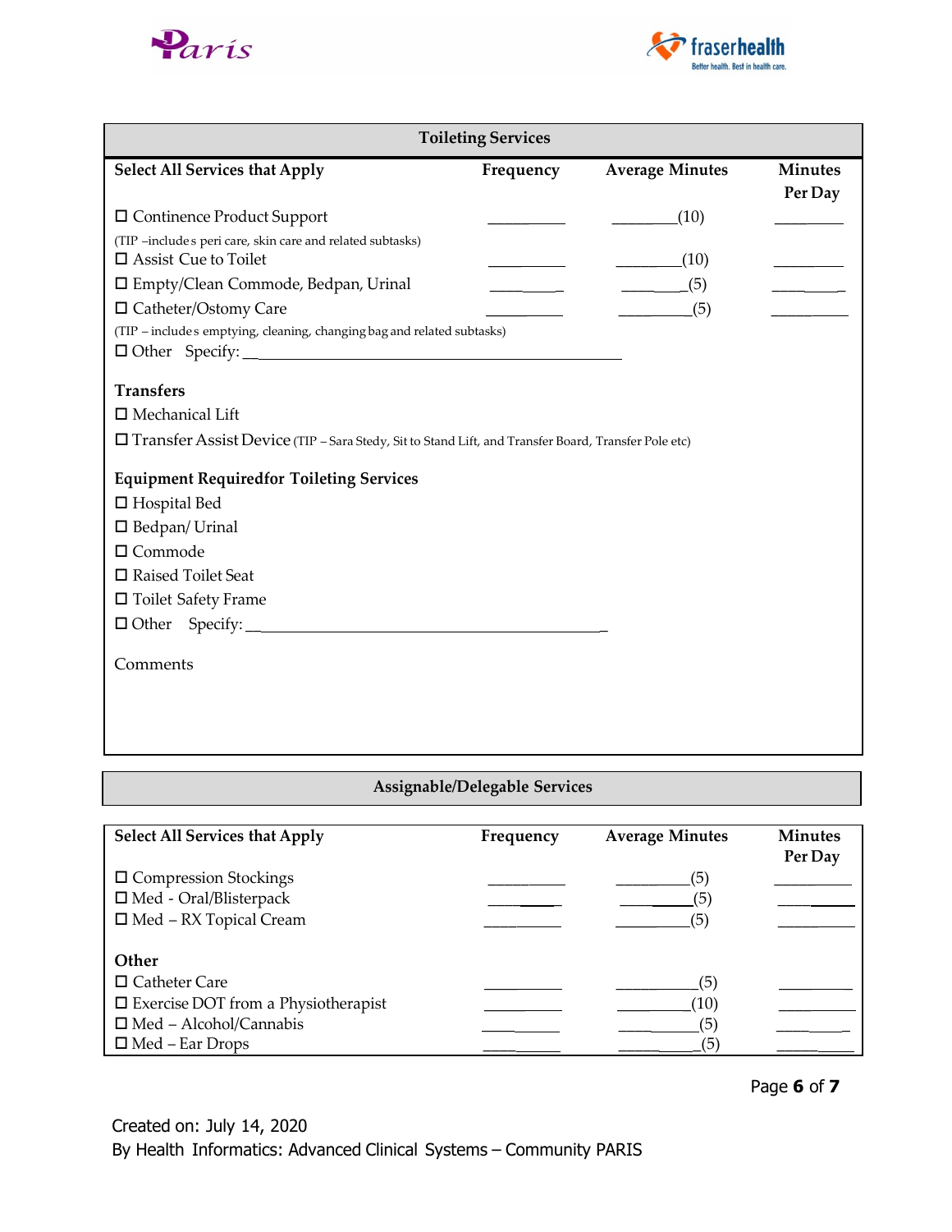## Toileting Services

| Select All Services that Apply | Frequency | Average Minutes | Minutes Per Day |
|---|---|---|---|
| ☐ Continence Product Support | _________ | ________(10) | ________ |
| (TIP –includes peri care, skin care and related subtasks) | | | |
| ☐ Assist Cue to Toilet | _________ | ________(10) | ________ |
| ☐ Empty/Clean Commode, Bedpan, Urinal | _________ | ________(5) | ________ |
| ☐ Catheter/Ostomy Care | _________ | ________(5) | ________ |
| (TIP – includes emptying, cleaning, changing bag and related subtasks) | | | |
| ☐ Other Specify: ____________________________________________ | | | |

**Transfers**

☐ Mechanical Lift

☐ Transfer Assist Device (TIP – Sara Stedy, Sit to Stand Lift, and Transfer Board, Transfer Pole etc)

**Equipment Requiredfor Toileting Services**

☐ Hospital Bed

☐ Bedpan/ Urinal

☐ Commode

☐ Raised Toilet Seat

☐ Toilet Safety Frame

☐ Other Specify: ____________________________________________

Comments

## Assignable/Delegable Services

| Select All Services that Apply | Frequency | Average Minutes | Minutes Per Day |
|---|---|---|---|
| ☐ Compression Stockings | _________ | ________(5) | ________ |
| ☐ Med - Oral/Blisterpack | _________ | ________(5) | ________ |
| ☐ Med – RX Topical Cream | _________ | ________(5) | ________ |
| **Other** | | | |
| ☐ Catheter Care | _________ | ________(5) | ________ |
| ☐ Exercise DOT from a Physiotherapist | _________ | ________(10) | ________ |
| ☐ Med – Alcohol/Cannabis | _________ | ________(5) | ________ |
| ☐ Med – Ear Drops | _________ | ________(5) | ________ |

Created on: July 14, 2020
By Health Informatics: Advanced Clinical Systems – Community PARIS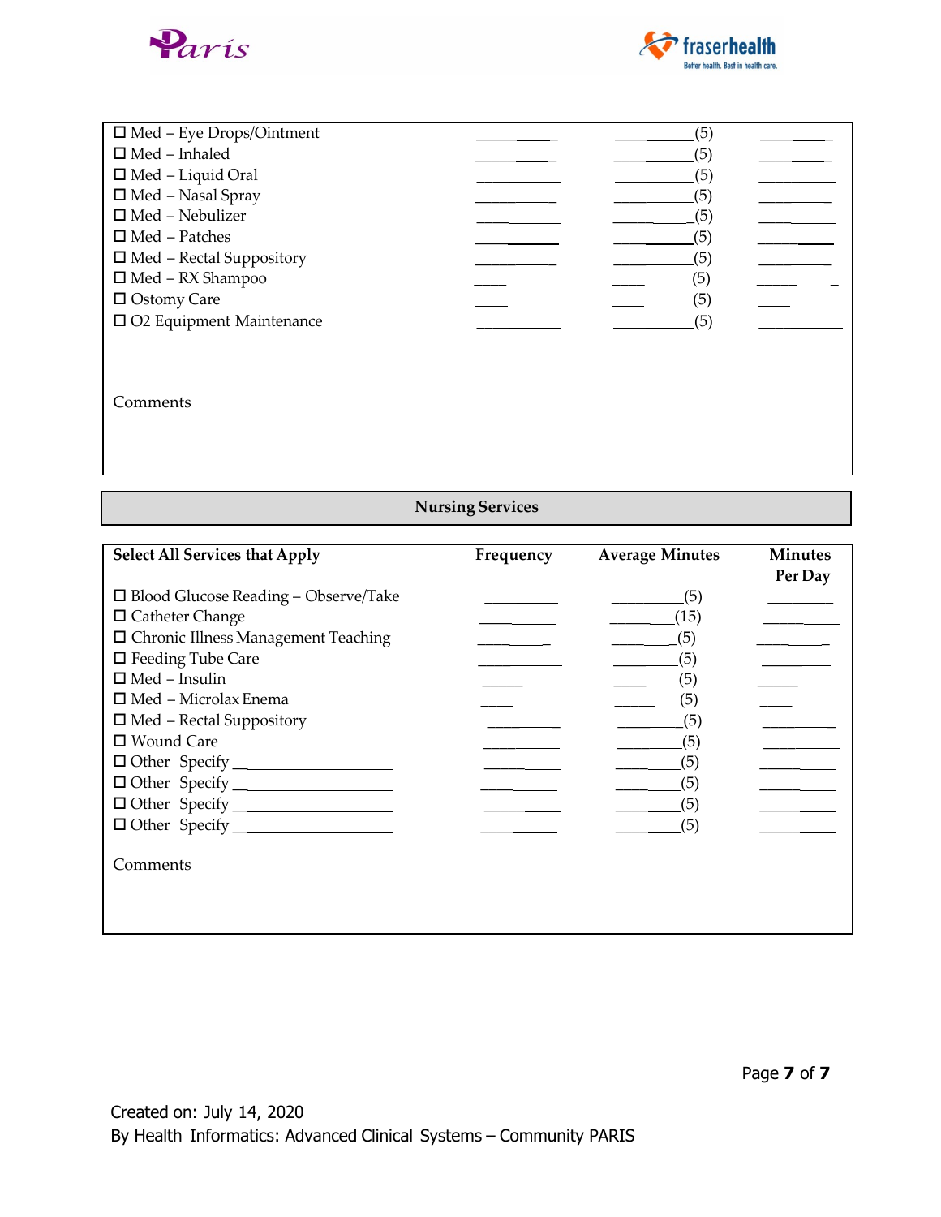| | | | |
|---|---|---|---|
| ☐ Med – Eye Drops/Ointment | ________ | ________(5) | ________ |
| ☐ Med – Inhaled | ________ | ________(5) | ________ |
| ☐ Med – Liquid Oral | ________ | ________(5) | ________ |
| ☐ Med – Nasal Spray | ________ | ________(5) | ________ |
| ☐ Med – Nebulizer | ________ | ________(5) | ________ |
| ☐ Med – Patches | ________ | ________(5) | ________ |
| ☐ Med – Rectal Suppository | ________ | ________(5) | ________ |
| ☐ Med – RX Shampoo | ________ | ________(5) | ________ |
| ☐ Ostomy Care | ________ | ________(5) | ________ |
| ☐ O2 Equipment Maintenance | ________ | ________(5) | ________ |

Comments

## Nursing Services

| Select All Services that Apply | Frequency | Average Minutes | Minutes Per Day |
|---|---|---|---|
| ☐ Blood Glucose Reading – Observe/Take | ________ | ________(5) | ________ |
| ☐ Catheter Change | ________ | ________(15) | ________ |
| ☐ Chronic Illness Management Teaching | ________ | ________(5) | ________ |
| ☐ Feeding Tube Care | ________ | ________(5) | ________ |
| ☐ Med – Insulin | ________ | ________(5) | ________ |
| ☐ Med – Microlax Enema | ________ | ________(5) | ________ |
| ☐ Med – Rectal Suppository | ________ | ________(5) | ________ |
| ☐ Wound Care | ________ | ________(5) | ________ |
| ☐ Other Specify ________________ | ________ | ________(5) | ________ |
| ☐ Other Specify ________________ | ________ | ________(5) | ________ |
| ☐ Other Specify ________________ | ________ | ________(5) | ________ |
| ☐ Other Specify ________________ | ________ | ________(5) | ________ |

Comments

Created on: July 14, 2020
By Health Informatics: Advanced Clinical Systems – Community PARIS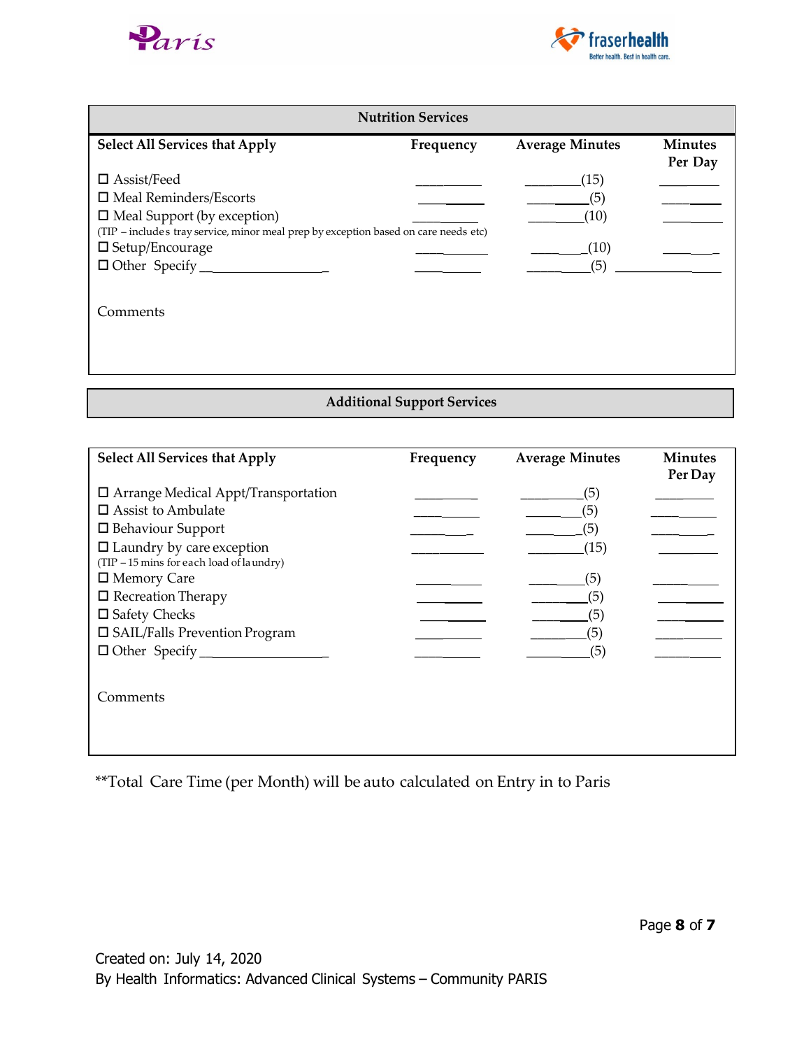## Nutrition Services

| Select All Services that Apply | Frequency | Average Minutes | Minutes Per Day |
|---|---|---|---|
| ☐ Assist/Feed | _________ | ________(15) | _________ |
| ☐ Meal Reminders/Escorts | _________ | ________(5) | _________ |
| ☐ Meal Support (by exception) | _________ | ________(10) | _________ |
| (TIP – includes tray service, minor meal prep by exception based on care needs etc) | | | |
| ☐ Setup/Encourage | _________ | ________(10) | _________ |
| ☐ Other Specify _________________ | _________ | ________(5) | _________ |

Comments

## Additional Support Services

| Select All Services that Apply | Frequency | Average Minutes | Minutes Per Day |
|---|---|---|---|
| ☐ Arrange Medical Appt/Transportation | _________ | ________(5) | _________ |
| ☐ Assist to Ambulate | _________ | ________(5) | _________ |
| ☐ Behaviour Support | _________ | ________(5) | _________ |
| ☐ Laundry by care exception | _________ | ________(15) | _________ |
| (TIP – 15 mins for each load of laundry) | | | |
| ☐ Memory Care | _________ | ________(5) | _________ |
| ☐ Recreation Therapy | _________ | ________(5) | _________ |
| ☐ Safety Checks | _________ | ________(5) | _________ |
| ☐ SAIL/Falls Prevention Program | _________ | ________(5) | _________ |
| ☐ Other Specify _________________ | _________ | ________(5) | _________ |

Comments

**Total Care Time (per Month) will be auto calculated on Entry in to Paris

Created on: July 14, 2020
By Health Informatics: Advanced Clinical Systems – Community PARIS